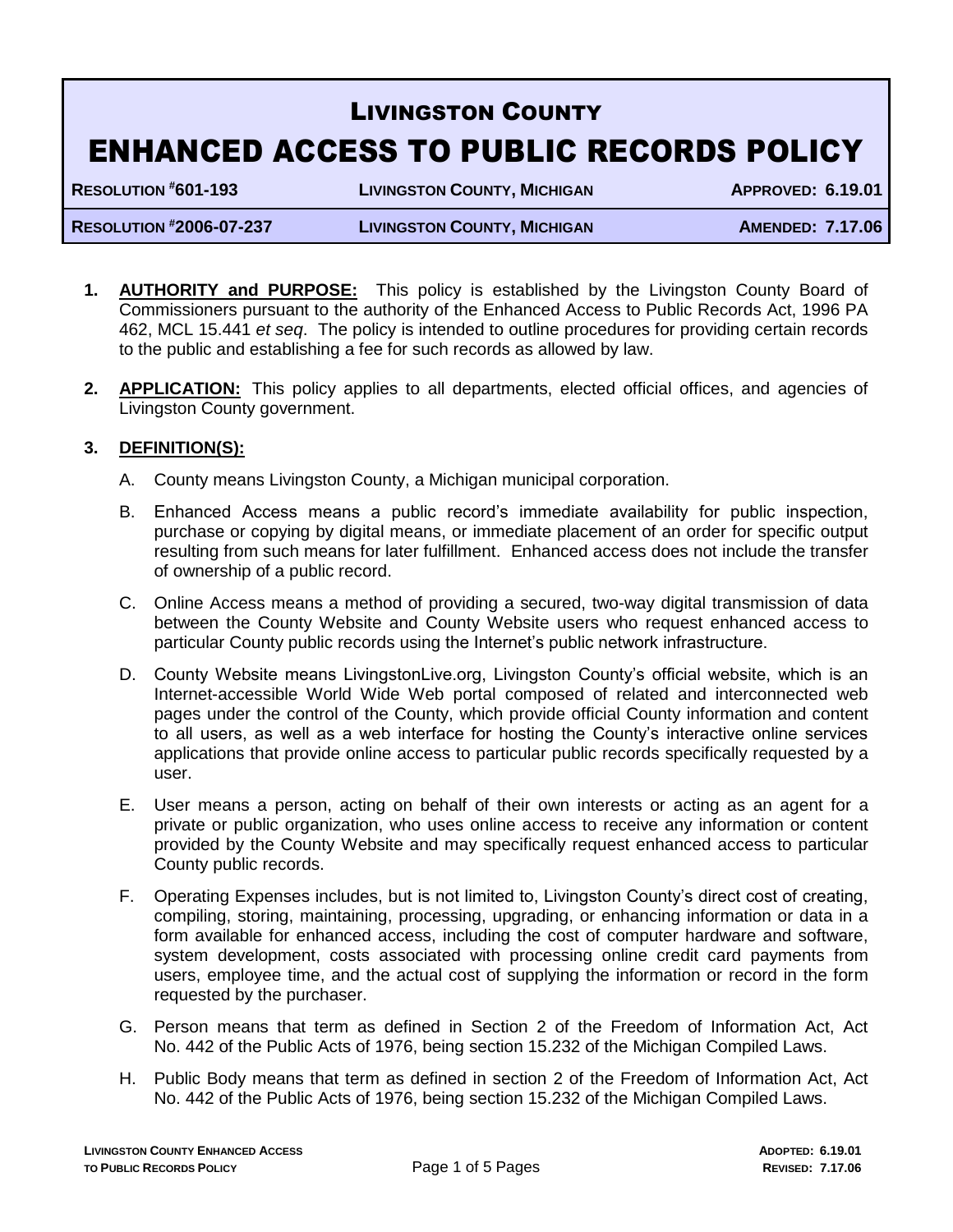# LIVINGSTON COUNTY

# ENHANCED ACCESS TO PUBLIC RECORDS POLICY

| **RESOLUTION #601-193** | **LIVINGSTON COUNTY, MICHIGAN** | **APPROVED: 6.19.01** |
|---|---|---|
| **RESOLUTION #2006-07-237** | **LIVINGSTON COUNTY, MICHIGAN** | **AMENDED: 7.17.06** |

1. **AUTHORITY and PURPOSE:** This policy is established by the Livingston County Board of Commissioners pursuant to the authority of the Enhanced Access to Public Records Act, 1996 PA 462, MCL 15.441 *et seq*. The policy is intended to outline procedures for providing certain records to the public and establishing a fee for such records as allowed by law.

2. **APPLICATION:** This policy applies to all departments, elected official offices, and agencies of Livingston County government.

3. **DEFINITION(S):**

   A. County means Livingston County, a Michigan municipal corporation.

   B. Enhanced Access means a public record's immediate availability for public inspection, purchase or copying by digital means, or immediate placement of an order for specific output resulting from such means for later fulfillment. Enhanced access does not include the transfer of ownership of a public record.

   C. Online Access means a method of providing a secured, two-way digital transmission of data between the County Website and County Website users who request enhanced access to particular County public records using the Internet's public network infrastructure.

   D. County Website means LivingstonLive.org, Livingston County's official website, which is an Internet-accessible World Wide Web portal composed of related and interconnected web pages under the control of the County, which provide official County information and content to all users, as well as a web interface for hosting the County's interactive online services applications that provide online access to particular public records specifically requested by a user.

   E. User means a person, acting on behalf of their own interests or acting as an agent for a private or public organization, who uses online access to receive any information or content provided by the County Website and may specifically request enhanced access to particular County public records.

   F. Operating Expenses includes, but is not limited to, Livingston County's direct cost of creating, compiling, storing, maintaining, processing, upgrading, or enhancing information or data in a form available for enhanced access, including the cost of computer hardware and software, system development, costs associated with processing online credit card payments from users, employee time, and the actual cost of supplying the information or record in the form requested by the purchaser.

   G. Person means that term as defined in Section 2 of the Freedom of Information Act, Act No. 442 of the Public Acts of 1976, being section 15.232 of the Michigan Compiled Laws.

   H. Public Body means that term as defined in section 2 of the Freedom of Information Act, Act No. 442 of the Public Acts of 1976, being section 15.232 of the Michigan Compiled Laws.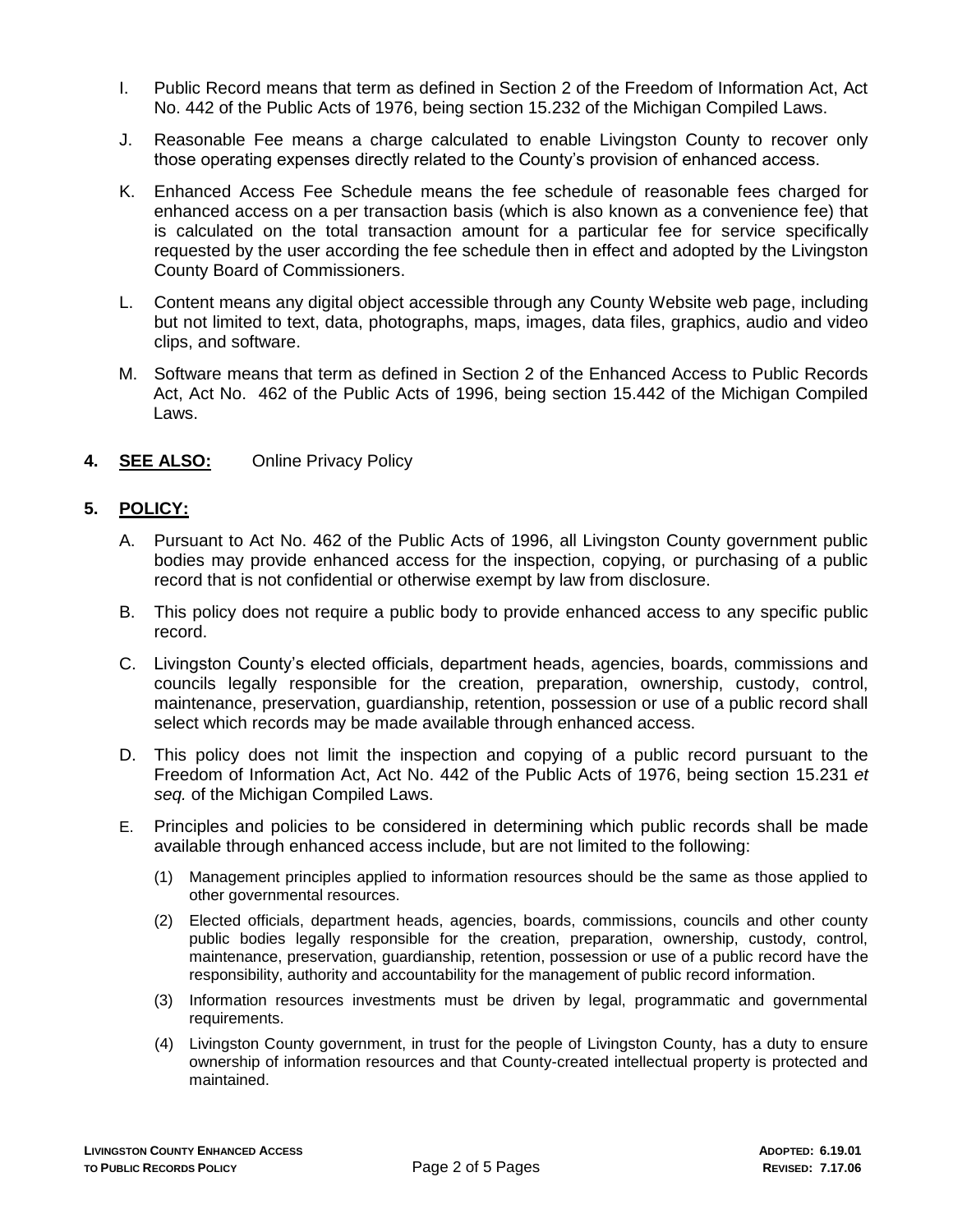I. Public Record means that term as defined in Section 2 of the Freedom of Information Act, Act No. 442 of the Public Acts of 1976, being section 15.232 of the Michigan Compiled Laws.

J. Reasonable Fee means a charge calculated to enable Livingston County to recover only those operating expenses directly related to the County's provision of enhanced access.

K. Enhanced Access Fee Schedule means the fee schedule of reasonable fees charged for enhanced access on a per transaction basis (which is also known as a convenience fee) that is calculated on the total transaction amount for a particular fee for service specifically requested by the user according the fee schedule then in effect and adopted by the Livingston County Board of Commissioners.

L. Content means any digital object accessible through any County Website web page, including but not limited to text, data, photographs, maps, images, data files, graphics, audio and video clips, and software.

M. Software means that term as defined in Section 2 of the Enhanced Access to Public Records Act, Act No. 462 of the Public Acts of 1996, being section 15.442 of the Michigan Compiled Laws.

**4. SEE ALSO:** Online Privacy Policy

**5. POLICY:**

A. Pursuant to Act No. 462 of the Public Acts of 1996, all Livingston County government public bodies may provide enhanced access for the inspection, copying, or purchasing of a public record that is not confidential or otherwise exempt by law from disclosure.

B. This policy does not require a public body to provide enhanced access to any specific public record.

C. Livingston County's elected officials, department heads, agencies, boards, commissions and councils legally responsible for the creation, preparation, ownership, custody, control, maintenance, preservation, guardianship, retention, possession or use of a public record shall select which records may be made available through enhanced access.

D. This policy does not limit the inspection and copying of a public record pursuant to the Freedom of Information Act, Act No. 442 of the Public Acts of 1976, being section 15.231 *et seq.* of the Michigan Compiled Laws.

E. Principles and policies to be considered in determining which public records shall be made available through enhanced access include, but are not limited to the following:

(1) Management principles applied to information resources should be the same as those applied to other governmental resources.

(2) Elected officials, department heads, agencies, boards, commissions, councils and other county public bodies legally responsible for the creation, preparation, ownership, custody, control, maintenance, preservation, guardianship, retention, possession or use of a public record have the responsibility, authority and accountability for the management of public record information.

(3) Information resources investments must be driven by legal, programmatic and governmental requirements.

(4) Livingston County government, in trust for the people of Livingston County, has a duty to ensure ownership of information resources and that County-created intellectual property is protected and maintained.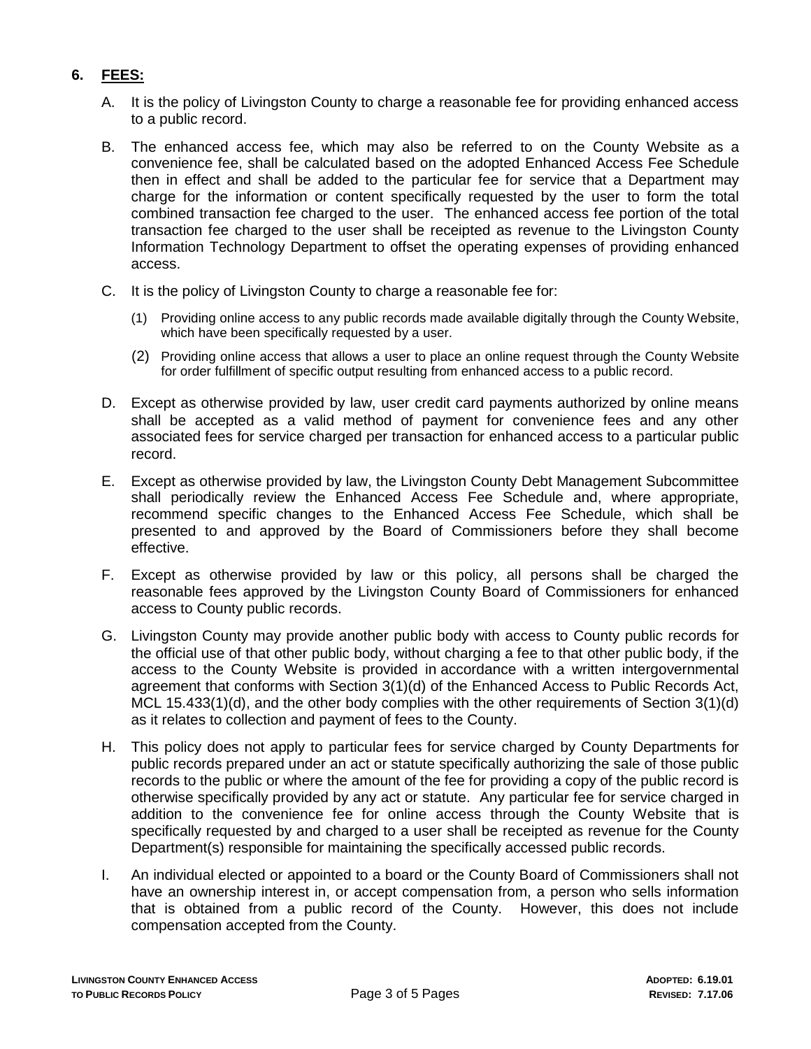## 6. FEES:

A. It is the policy of Livingston County to charge a reasonable fee for providing enhanced access to a public record.

B. The enhanced access fee, which may also be referred to on the County Website as a convenience fee, shall be calculated based on the adopted Enhanced Access Fee Schedule then in effect and shall be added to the particular fee for service that a Department may charge for the information or content specifically requested by the user to form the total combined transaction fee charged to the user. The enhanced access fee portion of the total transaction fee charged to the user shall be receipted as revenue to the Livingston County Information Technology Department to offset the operating expenses of providing enhanced access.

C. It is the policy of Livingston County to charge a reasonable fee for:

(1) Providing online access to any public records made available digitally through the County Website, which have been specifically requested by a user.

(2) Providing online access that allows a user to place an online request through the County Website for order fulfillment of specific output resulting from enhanced access to a public record.

D. Except as otherwise provided by law, user credit card payments authorized by online means shall be accepted as a valid method of payment for convenience fees and any other associated fees for service charged per transaction for enhanced access to a particular public record.

E. Except as otherwise provided by law, the Livingston County Debt Management Subcommittee shall periodically review the Enhanced Access Fee Schedule and, where appropriate, recommend specific changes to the Enhanced Access Fee Schedule, which shall be presented to and approved by the Board of Commissioners before they shall become effective.

F. Except as otherwise provided by law or this policy, all persons shall be charged the reasonable fees approved by the Livingston County Board of Commissioners for enhanced access to County public records.

G. Livingston County may provide another public body with access to County public records for the official use of that other public body, without charging a fee to that other public body, if the access to the County Website is provided in accordance with a written intergovernmental agreement that conforms with Section 3(1)(d) of the Enhanced Access to Public Records Act, MCL 15.433(1)(d), and the other body complies with the other requirements of Section 3(1)(d) as it relates to collection and payment of fees to the County.

H. This policy does not apply to particular fees for service charged by County Departments for public records prepared under an act or statute specifically authorizing the sale of those public records to the public or where the amount of the fee for providing a copy of the public record is otherwise specifically provided by any act or statute. Any particular fee for service charged in addition to the convenience fee for online access through the County Website that is specifically requested by and charged to a user shall be receipted as revenue for the County Department(s) responsible for maintaining the specifically accessed public records.

I. An individual elected or appointed to a board or the County Board of Commissioners shall not have an ownership interest in, or accept compensation from, a person who sells information that is obtained from a public record of the County. However, this does not include compensation accepted from the County.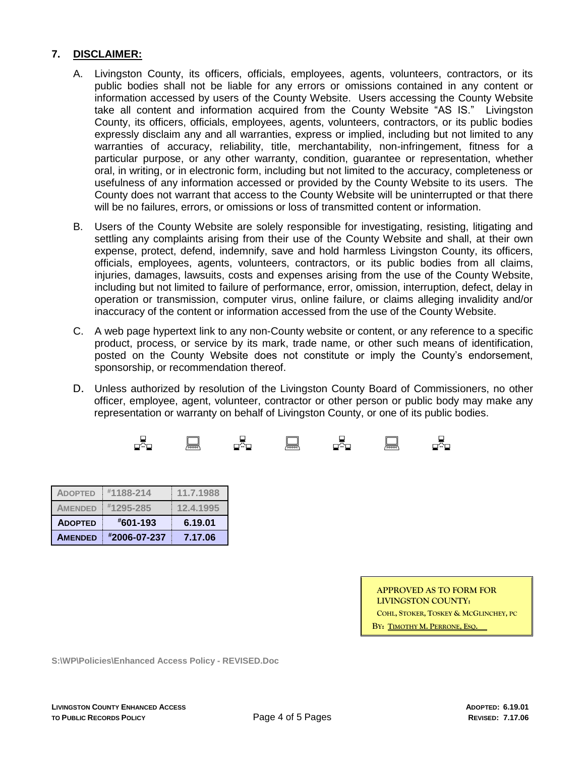## 7. DISCLAIMER:

A. Livingston County, its officers, officials, employees, agents, volunteers, contractors, or its public bodies shall not be liable for any errors or omissions contained in any content or information accessed by users of the County Website. Users accessing the County Website take all content and information acquired from the County Website "AS IS." Livingston County, its officers, officials, employees, agents, volunteers, contractors, or its public bodies expressly disclaim any and all warranties, express or implied, including but not limited to any warranties of accuracy, reliability, title, merchantability, non-infringement, fitness for a particular purpose, or any other warranty, condition, guarantee or representation, whether oral, in writing, or in electronic form, including but not limited to the accuracy, completeness or usefulness of any information accessed or provided by the County Website to its users. The County does not warrant that access to the County Website will be uninterrupted or that there will be no failures, errors, or omissions or loss of transmitted content or information.

B. Users of the County Website are solely responsible for investigating, resisting, litigating and settling any complaints arising from their use of the County Website and shall, at their own expense, protect, defend, indemnify, save and hold harmless Livingston County, its officers, officials, employees, agents, volunteers, contractors, or its public bodies from all claims, injuries, damages, lawsuits, costs and expenses arising from the use of the County Website, including but not limited to failure of performance, error, omission, interruption, defect, delay in operation or transmission, computer virus, online failure, or claims alleging invalidity and/or inaccuracy of the content or information accessed from the use of the County Website.

C. A web page hypertext link to any non-County website or content, or any reference to a specific product, process, or service by its mark, trade name, or other such means of identification, posted on the County Website does not constitute or imply the County's endorsement, sponsorship, or recommendation thereof.

D. Unless authorized by resolution of the Livingston County Board of Commissioners, no other officer, employee, agent, volunteer, contractor or other person or public body may make any representation or warranty on behalf of Livingston County, or one of its public bodies.

| ADOPTED | #1188-214 | 11.7.1988 |
|---|---|---|
| AMENDED | #1295-285 | 12.4.1995 |
| ADOPTED | #601-193 | 6.19.01 |
| AMENDED | #2006-07-237 | 7.17.06 |

APPROVED AS TO FORM FOR LIVINGSTON COUNTY:
COHL, STOKER, TOSKEY & MCGLINCHEY, PC
BY: TIMOTHY M. PERRONE, ESQ.

S:\WP\Policies\Enhanced Access Policy - REVISED.Doc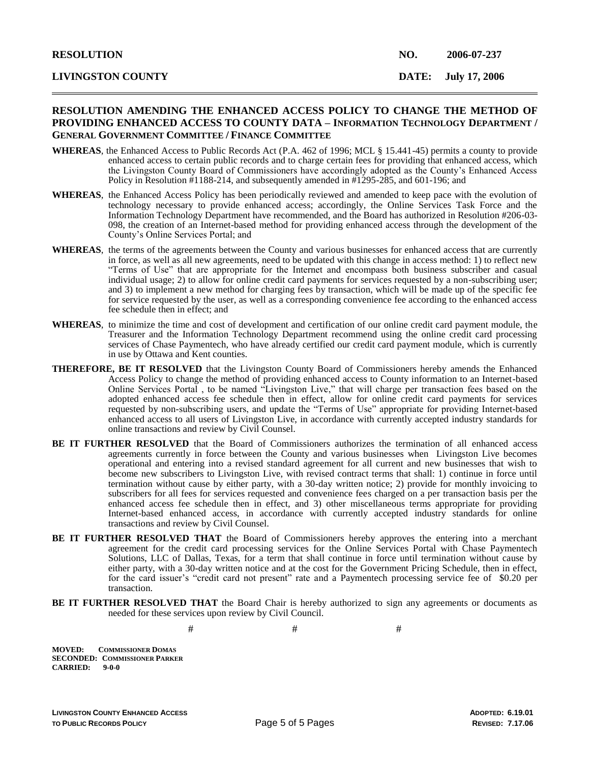**RESOLUTION** **NO. 2006-07-237**

**LIVINGSTON COUNTY** **DATE: July 17, 2006**

---

**RESOLUTION AMENDING THE ENHANCED ACCESS POLICY TO CHANGE THE METHOD OF PROVIDING ENHANCED ACCESS TO COUNTY DATA – INFORMATION TECHNOLOGY DEPARTMENT / GENERAL GOVERNMENT COMMITTEE / FINANCE COMMITTEE**

**WHEREAS**, the Enhanced Access to Public Records Act (P.A. 462 of 1996; MCL § 15.441-45) permits a county to provide enhanced access to certain public records and to charge certain fees for providing that enhanced access, which the Livingston County Board of Commissioners have accordingly adopted as the County's Enhanced Access Policy in Resolution #1188-214, and subsequently amended in #1295-285, and 601-196; and

**WHEREAS**, the Enhanced Access Policy has been periodically reviewed and amended to keep pace with the evolution of technology necessary to provide enhanced access; accordingly, the Online Services Task Force and the Information Technology Department have recommended, and the Board has authorized in Resolution #206-03-098, the creation of an Internet-based method for providing enhanced access through the development of the County's Online Services Portal; and

**WHEREAS**, the terms of the agreements between the County and various businesses for enhanced access that are currently in force, as well as all new agreements, need to be updated with this change in access method: 1) to reflect new "Terms of Use" that are appropriate for the Internet and encompass both business subscriber and casual individual usage; 2) to allow for online credit card payments for services requested by a non-subscribing user; and 3) to implement a new method for charging fees by transaction, which will be made up of the specific fee for service requested by the user, as well as a corresponding convenience fee according to the enhanced access fee schedule then in effect; and

**WHEREAS**, to minimize the time and cost of development and certification of our online credit card payment module, the Treasurer and the Information Technology Department recommend using the online credit card processing services of Chase Paymentech, who have already certified our credit card payment module, which is currently in use by Ottawa and Kent counties.

**THEREFORE, BE IT RESOLVED** that the Livingston County Board of Commissioners hereby amends the Enhanced Access Policy to change the method of providing enhanced access to County information to an Internet-based Online Services Portal , to be named "Livingston Live," that will charge per transaction fees based on the adopted enhanced access fee schedule then in effect, allow for online credit card payments for services requested by non-subscribing users, and update the "Terms of Use" appropriate for providing Internet-based enhanced access to all users of Livingston Live, in accordance with currently accepted industry standards for online transactions and review by Civil Counsel.

**BE IT FURTHER RESOLVED** that the Board of Commissioners authorizes the termination of all enhanced access agreements currently in force between the County and various businesses when Livingston Live becomes operational and entering into a revised standard agreement for all current and new businesses that wish to become new subscribers to Livingston Live, with revised contract terms that shall: 1) continue in force until termination without cause by either party, with a 30-day written notice; 2) provide for monthly invoicing to subscribers for all fees for services requested and convenience fees charged on a per transaction basis per the enhanced access fee schedule then in effect, and 3) other miscellaneous terms appropriate for providing Internet-based enhanced access, in accordance with currently accepted industry standards for online transactions and review by Civil Counsel.

**BE IT FURTHER RESOLVED THAT** the Board of Commissioners hereby approves the entering into a merchant agreement for the credit card processing services for the Online Services Portal with Chase Paymentech Solutions, LLC of Dallas, Texas, for a term that shall continue in force until termination without cause by either party, with a 30-day written notice and at the cost for the Government Pricing Schedule, then in effect, for the card issuer's "credit card not present" rate and a Paymentech processing service fee of $0.20 per transaction.

**BE IT FURTHER RESOLVED THAT** the Board Chair is hereby authorized to sign any agreements or documents as needed for these services upon review by Civil Council.

# # #

**MOVED: COMMISSIONER DOMAS**
**SECONDED: COMMISSIONER PARKER**
**CARRIED: 9-0-0**

**LIVINGSTON COUNTY ENHANCED ACCESS TO PUBLIC RECORDS POLICY** **ADOPTED: 6.19.01** **REVISED: 7.17.06**